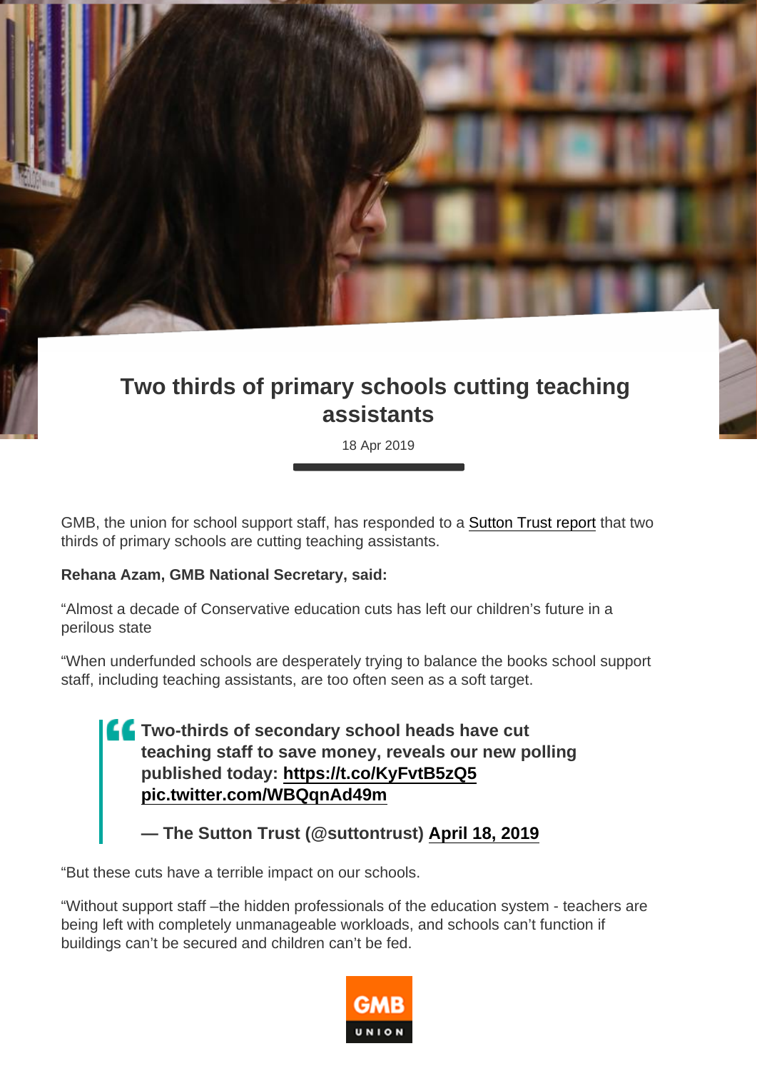# Two thirds of primary schools cutting teaching assistants

18 Apr 2019

GMB, the union for school support staff, has responded to a Sutton Trust report that two thirds of primary schools are cutting teaching assistants.

**Rehana Azam, GMB National Secretary, said:**

“Almost a decade of Conservative education cuts has left our children’s future in a perilous state

“When underfunded schools are desperately trying to balance the books school support staff, including teaching assistants, are too often seen as a soft target.

> **Two-thirds of secondary school heads have cut teaching staff to save money, reveals our new polling published today: https://t.co/KyFvtB5zQ5 pic.twitter.com/WBQqnAd49m**
>
> **— The Sutton Trust (@suttontrust) April 18, 2019**

“But these cuts have a terrible impact on our schools.

“Without support staff –the hidden professionals of the education system - teachers are being left with completely unmanageable workloads, and schools can’t function if buildings can’t be secured and children can’t be fed.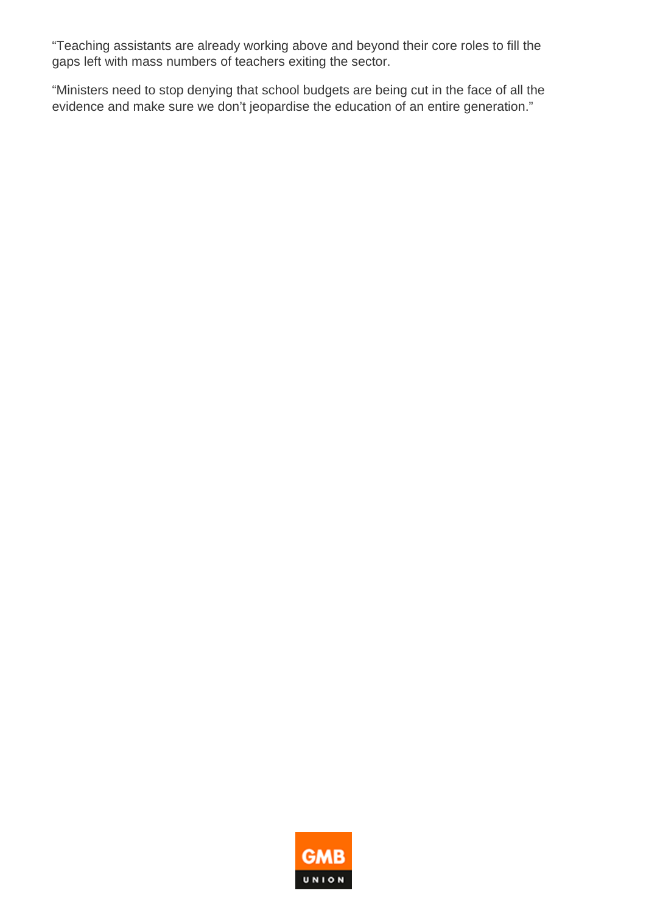“Teaching assistants are already working above and beyond their core roles to fill the gaps left with mass numbers of teachers exiting the sector.

“Ministers need to stop denying that school budgets are being cut in the face of all the evidence and make sure we don’t jeopardise the education of an entire generation.”